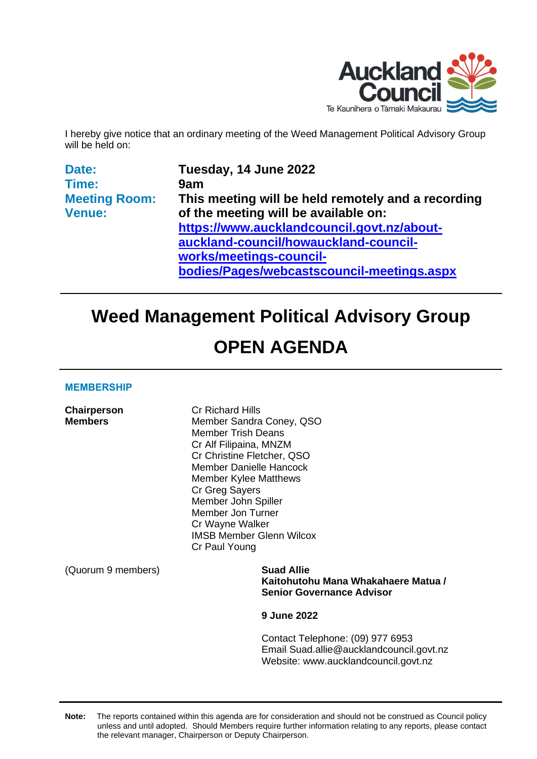Auckland Council
Te Kaunihera o Tāmaki Makaurau

I hereby give notice that an ordinary meeting of the Weed Management Political Advisory Group will be held on:

| | |
|---|---|
| **Date:** | **Tuesday, 14 June 2022** |
| **Time:** | **9am** |
| **Meeting Room:** | **This meeting will be held remotely and a recording of the meeting will be available on:** |
| **Venue:** | **https://www.aucklandcouncil.govt.nz/about-auckland-council/howauckland-council-works/meetings-council-bodies/Pages/webcastscouncil-meetings.aspx** |

# Weed Management Political Advisory Group

# OPEN AGENDA

## MEMBERSHIP

| | |
|---|---|
| **Chairperson** | Cr Richard Hills |
| **Members** | Member Sandra Coney, QSO |
| | Member Trish Deans |
| | Cr Alf Filipaina, MNZM |
| | Cr Christine Fletcher, QSO |
| | Member Danielle Hancock |
| | Member Kylee Matthews |
| | Cr Greg Sayers |
| | Member John Spiller |
| | Member Jon Turner |
| | Cr Wayne Walker |
| | IMSB Member Glenn Wilcox |
| | Cr Paul Young |

(Quorum 9 members)

**Suad Allie**
**Kaitohutohu Mana Whakahaere Matua / Senior Governance Advisor**

**9 June 2022**

Contact Telephone: (09) 977 6953
Email: Suad.allie@aucklandcouncil.govt.nz
Website: www.aucklandcouncil.govt.nz

**Note:** The reports contained within this agenda are for consideration and should not be construed as Council policy unless and until adopted. Should Members require further information relating to any reports, please contact the relevant manager, Chairperson or Deputy Chairperson.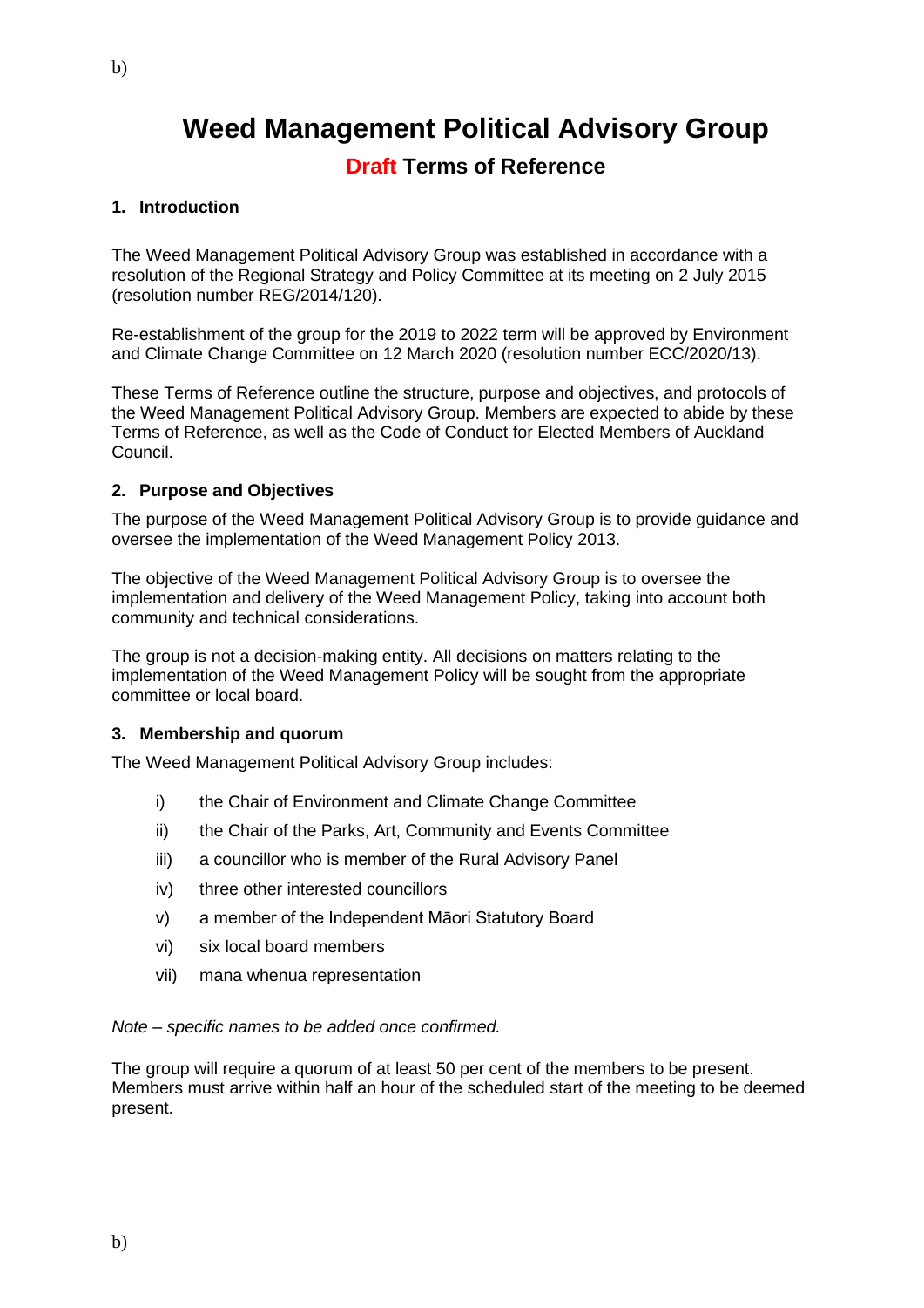# Weed Management Political Advisory Group

## Draft Terms of Reference

### 1. Introduction

The Weed Management Political Advisory Group was established in accordance with a resolution of the Regional Strategy and Policy Committee at its meeting on 2 July 2015 (resolution number REG/2014/120).

Re-establishment of the group for the 2019 to 2022 term will be approved by Environment and Climate Change Committee on 12 March 2020 (resolution number ECC/2020/13).

These Terms of Reference outline the structure, purpose and objectives, and protocols of the Weed Management Political Advisory Group. Members are expected to abide by these Terms of Reference, as well as the Code of Conduct for Elected Members of Auckland Council.

### 2. Purpose and Objectives

The purpose of the Weed Management Political Advisory Group is to provide guidance and oversee the implementation of the Weed Management Policy 2013.

The objective of the Weed Management Political Advisory Group is to oversee the implementation and delivery of the Weed Management Policy, taking into account both community and technical considerations.

The group is not a decision-making entity. All decisions on matters relating to the implementation of the Weed Management Policy will be sought from the appropriate committee or local board.

### 3. Membership and quorum

The Weed Management Political Advisory Group includes:

i) the Chair of Environment and Climate Change Committee

ii) the Chair of the Parks, Art, Community and Events Committee

iii) a councillor who is member of the Rural Advisory Panel

iv) three other interested councillors

v) a member of the Independent Māori Statutory Board

vi) six local board members

vii) mana whenua representation

*Note – specific names to be added once confirmed.*

The group will require a quorum of at least 50 per cent of the members to be present. Members must arrive within half an hour of the scheduled start of the meeting to be deemed present.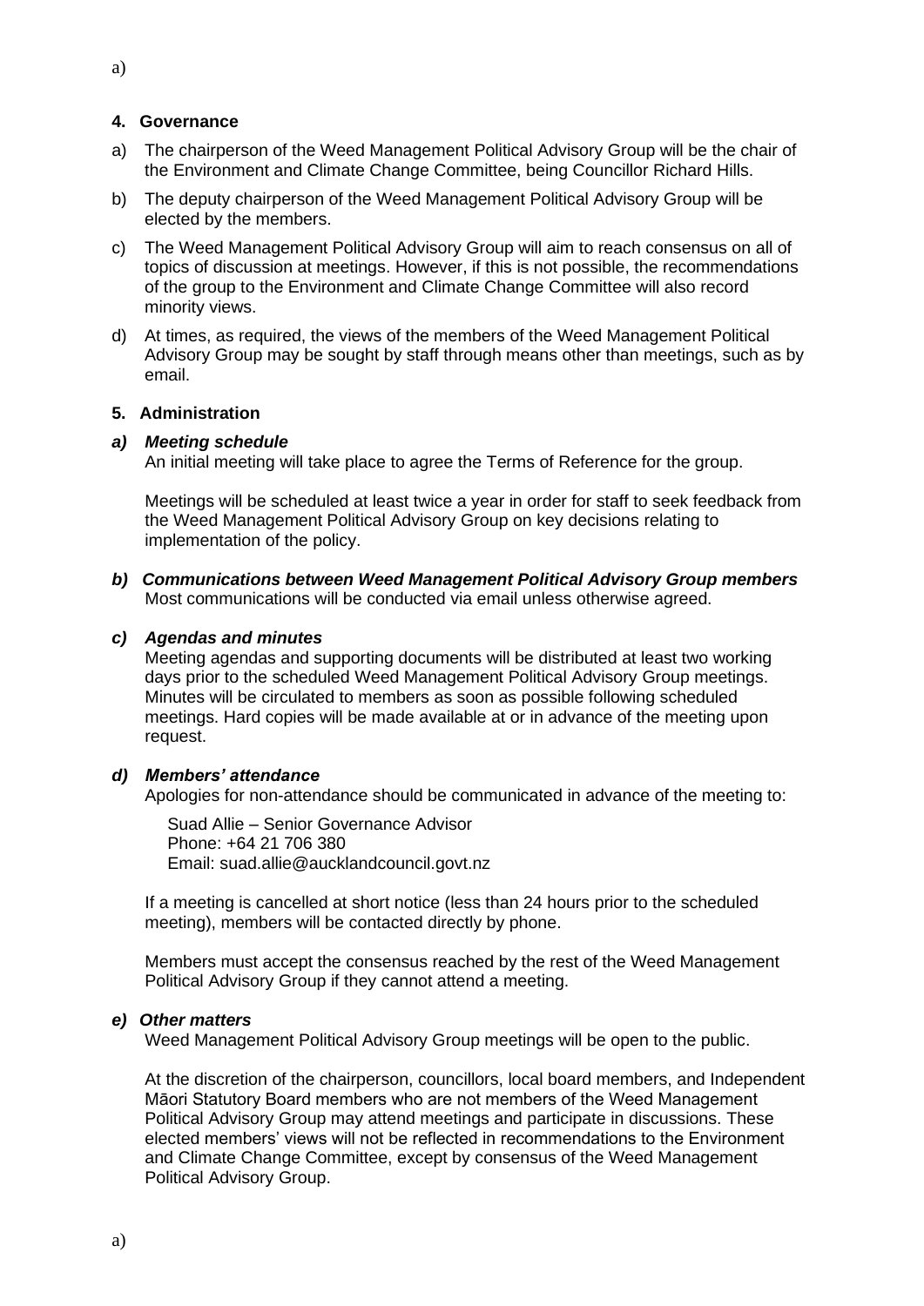a)

## 4. Governance

a) The chairperson of the Weed Management Political Advisory Group will be the chair of the Environment and Climate Change Committee, being Councillor Richard Hills.

b) The deputy chairperson of the Weed Management Political Advisory Group will be elected by the members.

c) The Weed Management Political Advisory Group will aim to reach consensus on all of topics of discussion at meetings. However, if this is not possible, the recommendations of the group to the Environment and Climate Change Committee will also record minority views.

d) At times, as required, the views of the members of the Weed Management Political Advisory Group may be sought by staff through means other than meetings, such as by email.

## 5. Administration

### *a) Meeting schedule*

An initial meeting will take place to agree the Terms of Reference for the group.

Meetings will be scheduled at least twice a year in order for staff to seek feedback from the Weed Management Political Advisory Group on key decisions relating to implementation of the policy.

### *b) Communications between Weed Management Political Advisory Group members*

Most communications will be conducted via email unless otherwise agreed.

### *c) Agendas and minutes*

Meeting agendas and supporting documents will be distributed at least two working days prior to the scheduled Weed Management Political Advisory Group meetings. Minutes will be circulated to members as soon as possible following scheduled meetings. Hard copies will be made available at or in advance of the meeting upon request.

### *d) Members' attendance*

Apologies for non-attendance should be communicated in advance of the meeting to:

Suad Allie – Senior Governance Advisor
Phone: +64 21 706 380
Email: suad.allie@aucklandcouncil.govt.nz

If a meeting is cancelled at short notice (less than 24 hours prior to the scheduled meeting), members will be contacted directly by phone.

Members must accept the consensus reached by the rest of the Weed Management Political Advisory Group if they cannot attend a meeting.

### *e) Other matters*

Weed Management Political Advisory Group meetings will be open to the public.

At the discretion of the chairperson, councillors, local board members, and Independent Māori Statutory Board members who are not members of the Weed Management Political Advisory Group may attend meetings and participate in discussions. These elected members' views will not be reflected in recommendations to the Environment and Climate Change Committee, except by consensus of the Weed Management Political Advisory Group.

a)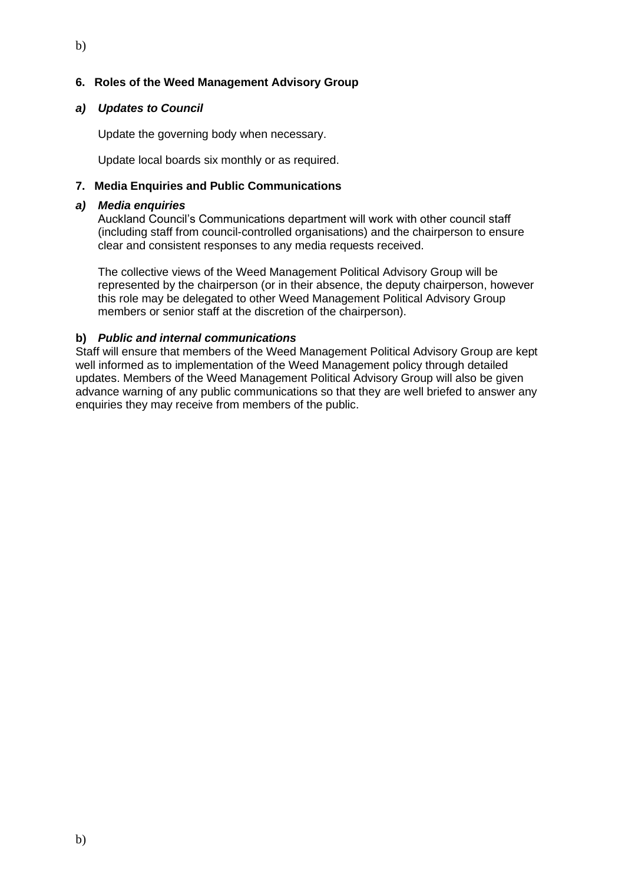b)

## 6. Roles of the Weed Management Advisory Group

### *a) Updates to Council*

Update the governing body when necessary.

Update local boards six monthly or as required.

## 7. Media Enquiries and Public Communications

### *a) Media enquiries*

Auckland Council's Communications department will work with other council staff (including staff from council-controlled organisations) and the chairperson to ensure clear and consistent responses to any media requests received.

The collective views of the Weed Management Political Advisory Group will be represented by the chairperson (or in their absence, the deputy chairperson, however this role may be delegated to other Weed Management Political Advisory Group members or senior staff at the discretion of the chairperson).

### **b)** *Public and internal communications*

Staff will ensure that members of the Weed Management Political Advisory Group are kept well informed as to implementation of the Weed Management policy through detailed updates. Members of the Weed Management Political Advisory Group will also be given advance warning of any public communications so that they are well briefed to answer any enquiries they may receive from members of the public.

b)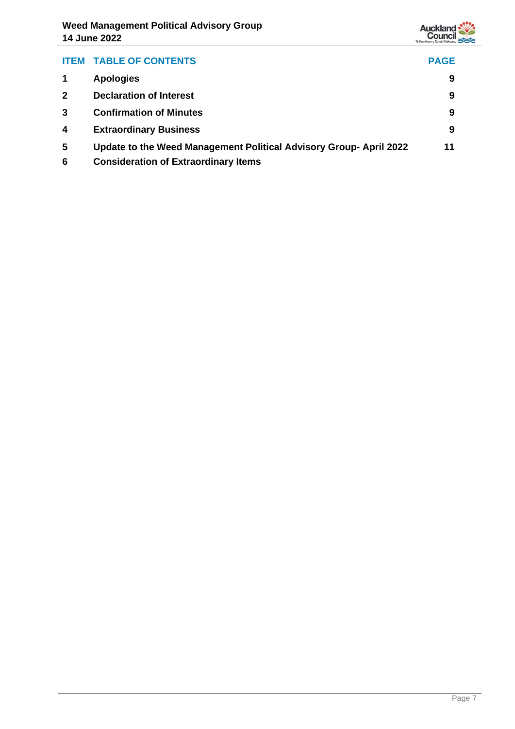| ITEM | TABLE OF CONTENTS | PAGE |
|---|---|---|
| 1 | **Apologies** | 9 |
| 2 | **Declaration of Interest** | 9 |
| 3 | **Confirmation of Minutes** | 9 |
| 4 | **Extraordinary Business** | 9 |
| 5 | **Update to the Weed Management Political Advisory Group- April 2022** | 11 |
| 6 | **Consideration of Extraordinary Items** | |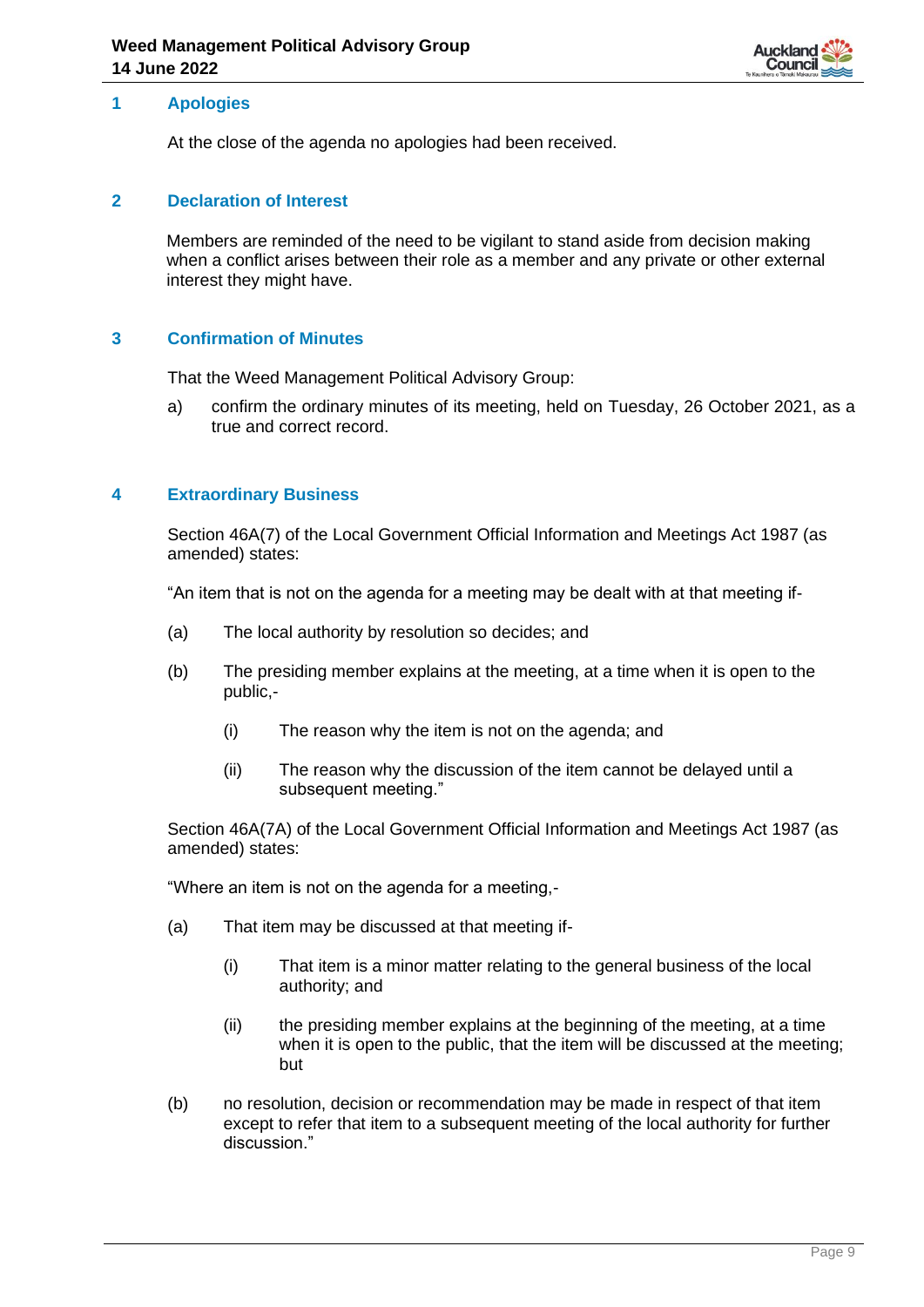## 1 Apologies

At the close of the agenda no apologies had been received.

## 2 Declaration of Interest

Members are reminded of the need to be vigilant to stand aside from decision making when a conflict arises between their role as a member and any private or other external interest they might have.

## 3 Confirmation of Minutes

That the Weed Management Political Advisory Group:

a) confirm the ordinary minutes of its meeting, held on Tuesday, 26 October 2021, as a true and correct record.

## 4 Extraordinary Business

Section 46A(7) of the Local Government Official Information and Meetings Act 1987 (as amended) states:

"An item that is not on the agenda for a meeting may be dealt with at that meeting if-

(a) The local authority by resolution so decides; and

(b) The presiding member explains at the meeting, at a time when it is open to the public,-

(i) The reason why the item is not on the agenda; and

(ii) The reason why the discussion of the item cannot be delayed until a subsequent meeting."

Section 46A(7A) of the Local Government Official Information and Meetings Act 1987 (as amended) states:

"Where an item is not on the agenda for a meeting,-

(a) That item may be discussed at that meeting if-

(i) That item is a minor matter relating to the general business of the local authority; and

(ii) the presiding member explains at the beginning of the meeting, at a time when it is open to the public, that the item will be discussed at the meeting; but

(b) no resolution, decision or recommendation may be made in respect of that item except to refer that item to a subsequent meeting of the local authority for further discussion."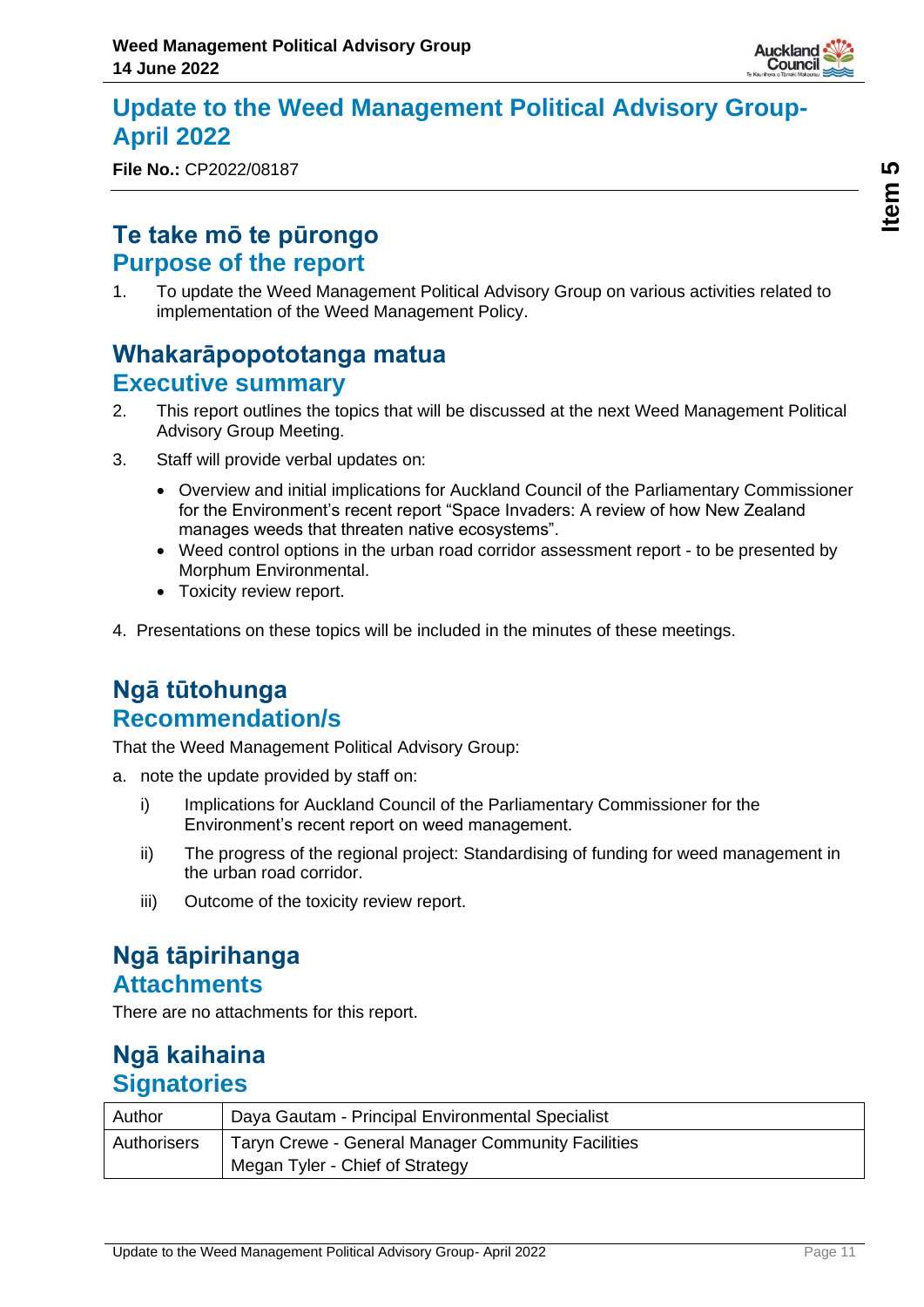# Update to the Weed Management Political Advisory Group- April 2022

**File No.:** CP2022/08187

## Te take mō te pūrongo
## Purpose of the report

1. To update the Weed Management Political Advisory Group on various activities related to implementation of the Weed Management Policy.

## Whakarāpopototanga matua
## Executive summary

2. This report outlines the topics that will be discussed at the next Weed Management Political Advisory Group Meeting.
3. Staff will provide verbal updates on:
   - Overview and initial implications for Auckland Council of the Parliamentary Commissioner for the Environment's recent report "Space Invaders: A review of how New Zealand manages weeds that threaten native ecosystems".
   - Weed control options in the urban road corridor assessment report - to be presented by Morphum Environmental.
   - Toxicity review report.
4. Presentations on these topics will be included in the minutes of these meetings.

## Ngā tūtohunga
## Recommendation/s

That the Weed Management Political Advisory Group:

a. note the update provided by staff on:

   i) Implications for Auckland Council of the Parliamentary Commissioner for the Environment's recent report on weed management.

   ii) The progress of the regional project: Standardising of funding for weed management in the urban road corridor.

   iii) Outcome of the toxicity review report.

## Ngā tāpirihanga
## Attachments

There are no attachments for this report.

## Ngā kaihaina
## Signatories

| | |
|---|---|
| Author | Daya Gautam - Principal Environmental Specialist |
| Authorisers | Taryn Crewe - General Manager Community Facilities<br>Megan Tyler - Chief of Strategy |